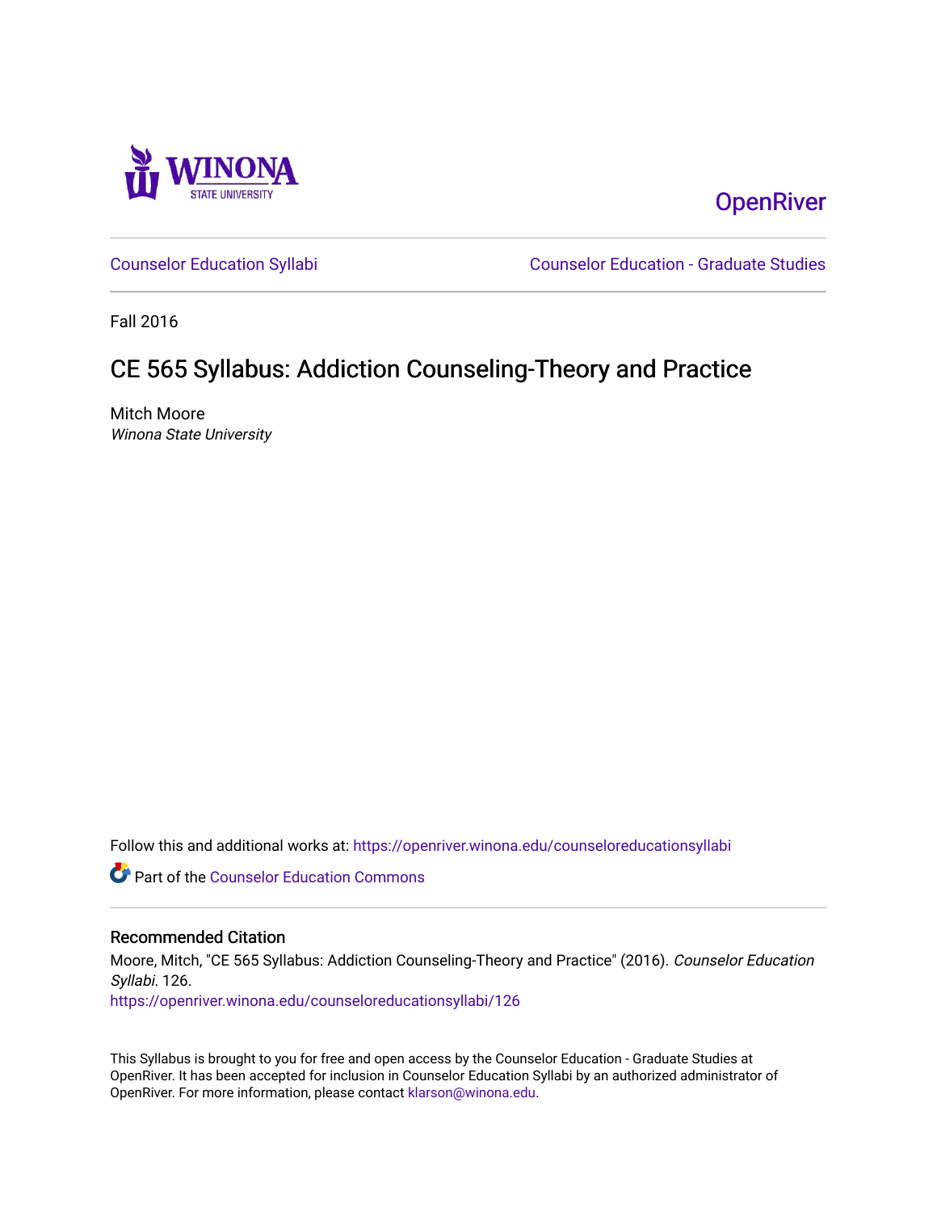# Winona State University

OpenRiver

Counselor Education Syllabi

Counselor Education - Graduate Studies

Fall 2016

## CE 565 Syllabus: Addiction Counseling-Theory and Practice

Mitch Moore
*Winona State University*

Follow this and additional works at: https://openriver.winona.edu/counseloreducationsyllabi

Part of the Counselor Education Commons

### Recommended Citation

Moore, Mitch, "CE 565 Syllabus: Addiction Counseling-Theory and Practice" (2016). *Counselor Education Syllabi*. 126.
https://openriver.winona.edu/counseloreducationsyllabi/126

This Syllabus is brought to you for free and open access by the Counselor Education - Graduate Studies at OpenRiver. It has been accepted for inclusion in Counselor Education Syllabi by an authorized administrator of OpenRiver. For more information, please contact klarson@winona.edu.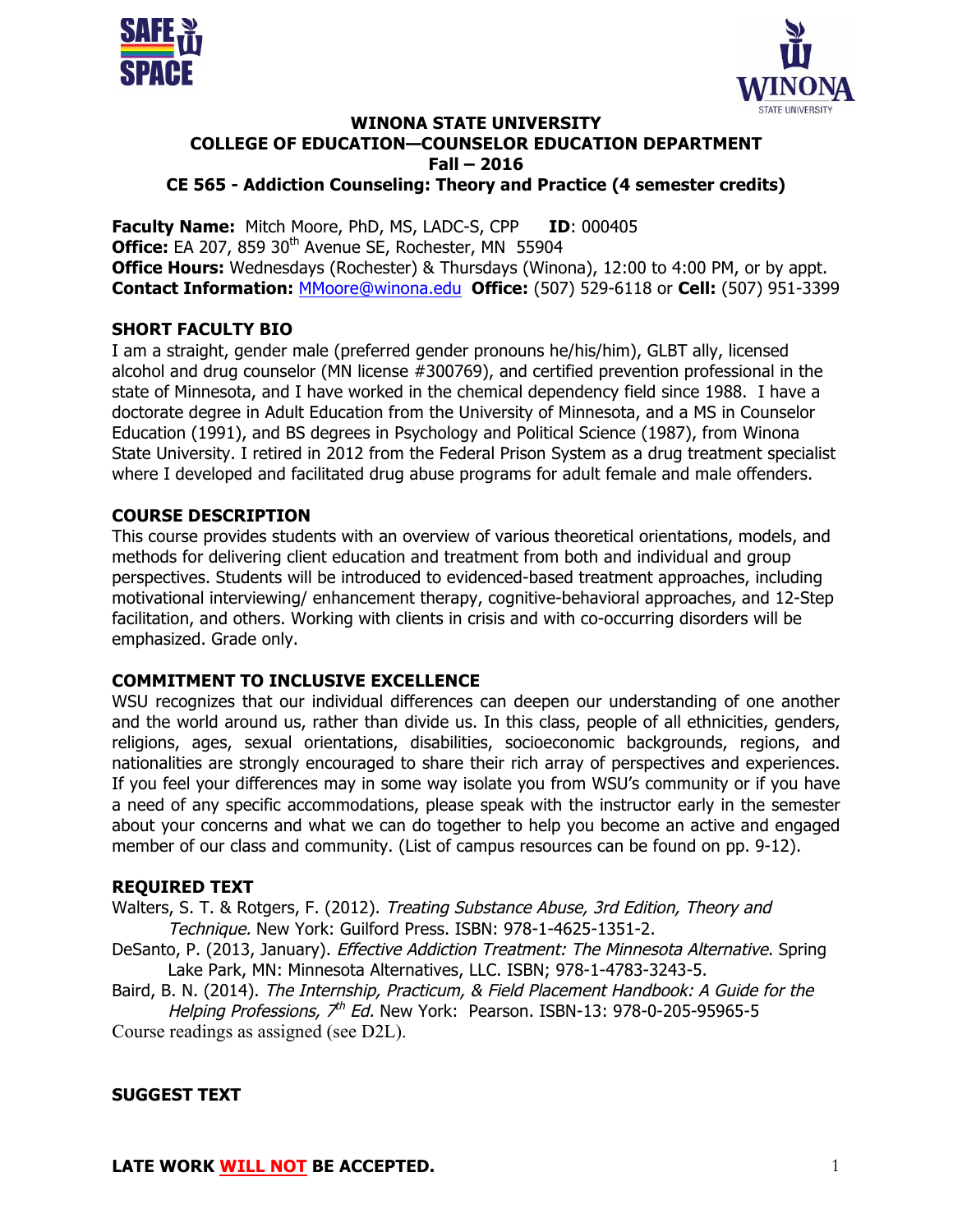**WINONA STATE UNIVERSITY**
**COLLEGE OF EDUCATION—COUNSELOR EDUCATION DEPARTMENT**
**Fall – 2016**
**CE 565 - Addiction Counseling: Theory and Practice (4 semester credits)**

**Faculty Name:** Mitch Moore, PhD, MS, LADC-S, CPP **ID**: 000405
**Office:** EA 207, 859 30th Avenue SE, Rochester, MN 55904
**Office Hours:** Wednesdays (Rochester) & Thursdays (Winona), 12:00 to 4:00 PM, or by appt.
**Contact Information:** MMoore@winona.edu **Office:** (507) 529-6118 or **Cell:** (507) 951-3399

## SHORT FACULTY BIO

I am a straight, gender male (preferred gender pronouns he/his/him), GLBT ally, licensed alcohol and drug counselor (MN license #300769), and certified prevention professional in the state of Minnesota, and I have worked in the chemical dependency field since 1988. I have a doctorate degree in Adult Education from the University of Minnesota, and a MS in Counselor Education (1991), and BS degrees in Psychology and Political Science (1987), from Winona State University. I retired in 2012 from the Federal Prison System as a drug treatment specialist where I developed and facilitated drug abuse programs for adult female and male offenders.

## COURSE DESCRIPTION

This course provides students with an overview of various theoretical orientations, models, and methods for delivering client education and treatment from both and individual and group perspectives. Students will be introduced to evidenced-based treatment approaches, including motivational interviewing/ enhancement therapy, cognitive-behavioral approaches, and 12-Step facilitation, and others. Working with clients in crisis and with co-occurring disorders will be emphasized. Grade only.

## COMMITMENT TO INCLUSIVE EXCELLENCE

WSU recognizes that our individual differences can deepen our understanding of one another and the world around us, rather than divide us. In this class, people of all ethnicities, genders, religions, ages, sexual orientations, disabilities, socioeconomic backgrounds, regions, and nationalities are strongly encouraged to share their rich array of perspectives and experiences. If you feel your differences may in some way isolate you from WSU's community or if you have a need of any specific accommodations, please speak with the instructor early in the semester about your concerns and what we can do together to help you become an active and engaged member of our class and community. (List of campus resources can be found on pp. 9-12).

## REQUIRED TEXT

Walters, S. T. & Rotgers, F. (2012). *Treating Substance Abuse, 3rd Edition, Theory and Technique.* New York: Guilford Press. ISBN: 978-1-4625-1351-2.

DeSanto, P. (2013, January). *Effective Addiction Treatment: The Minnesota Alternative*. Spring Lake Park, MN: Minnesota Alternatives, LLC. ISBN; 978-1-4783-3243-5.

Baird, B. N. (2014). *The Internship, Practicum, & Field Placement Handbook: A Guide for the Helping Professions, 7th Ed.* New York: Pearson. ISBN-13: 978-0-205-95965-5

Course readings as assigned (see D2L).

## SUGGEST TEXT

**LATE WORK WILL NOT BE ACCEPTED.**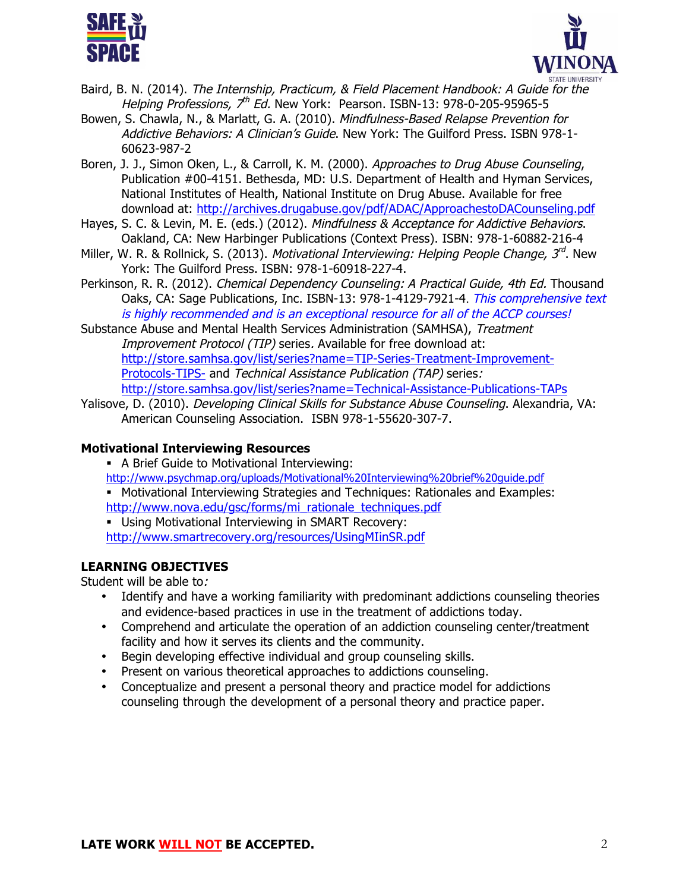Baird, B. N. (2014). *The Internship, Practicum, & Field Placement Handbook: A Guide for the Helping Professions, 7th Ed.* New York: Pearson. ISBN-13: 978-0-205-95965-5

Bowen, S. Chawla, N., & Marlatt, G. A. (2010). *Mindfulness-Based Relapse Prevention for Addictive Behaviors: A Clinician's Guide*. New York: The Guilford Press. ISBN 978-1-60623-987-2

Boren, J. J., Simon Oken, L., & Carroll, K. M. (2000). *Approaches to Drug Abuse Counseling*, Publication #00-4151. Bethesda, MD: U.S. Department of Health and Hyman Services, National Institutes of Health, National Institute on Drug Abuse. Available for free download at: http://archives.drugabuse.gov/pdf/ADAC/ApproachestoDACounseling.pdf

Hayes, S. C. & Levin, M. E. (eds.) (2012). *Mindfulness & Acceptance for Addictive Behaviors*. Oakland, CA: New Harbinger Publications (Context Press). ISBN: 978-1-60882-216-4

Miller, W. R. & Rollnick, S. (2013). *Motivational Interviewing: Helping People Change, 3rd*. New York: The Guilford Press. ISBN: 978-1-60918-227-4.

Perkinson, R. R. (2012). *Chemical Dependency Counseling: A Practical Guide, 4th Ed.* Thousand Oaks, CA: Sage Publications, Inc. ISBN-13: 978-1-4129-7921-4. *This comprehensive text is highly recommended and is an exceptional resource for all of the ACCP courses!*

Substance Abuse and Mental Health Services Administration (SAMHSA), *Treatment Improvement Protocol (TIP)* series. Available for free download at: http://store.samhsa.gov/list/series?name=TIP-Series-Treatment-Improvement-Protocols-TIPS- and *Technical Assistance Publication (TAP)* series: http://store.samhsa.gov/list/series?name=Technical-Assistance-Publications-TAPs

Yalisove, D. (2010). *Developing Clinical Skills for Substance Abuse Counseling*. Alexandria, VA: American Counseling Association. ISBN 978-1-55620-307-7.

**Motivational Interviewing Resources**

- A Brief Guide to Motivational Interviewing: http://www.psychmap.org/uploads/Motivational%20Interviewing%20brief%20guide.pdf
- Motivational Interviewing Strategies and Techniques: Rationales and Examples: http://www.nova.edu/gsc/forms/mi_rationale_techniques.pdf
- Using Motivational Interviewing in SMART Recovery: http://www.smartrecovery.org/resources/UsingMIinSR.pdf

**LEARNING OBJECTIVES**

Student will be able to*:*

- Identify and have a working familiarity with predominant addictions counseling theories and evidence-based practices in use in the treatment of addictions today.
- Comprehend and articulate the operation of an addiction counseling center/treatment facility and how it serves its clients and the community.
- Begin developing effective individual and group counseling skills.
- Present on various theoretical approaches to addictions counseling.
- Conceptualize and present a personal theory and practice model for addictions counseling through the development of a personal theory and practice paper.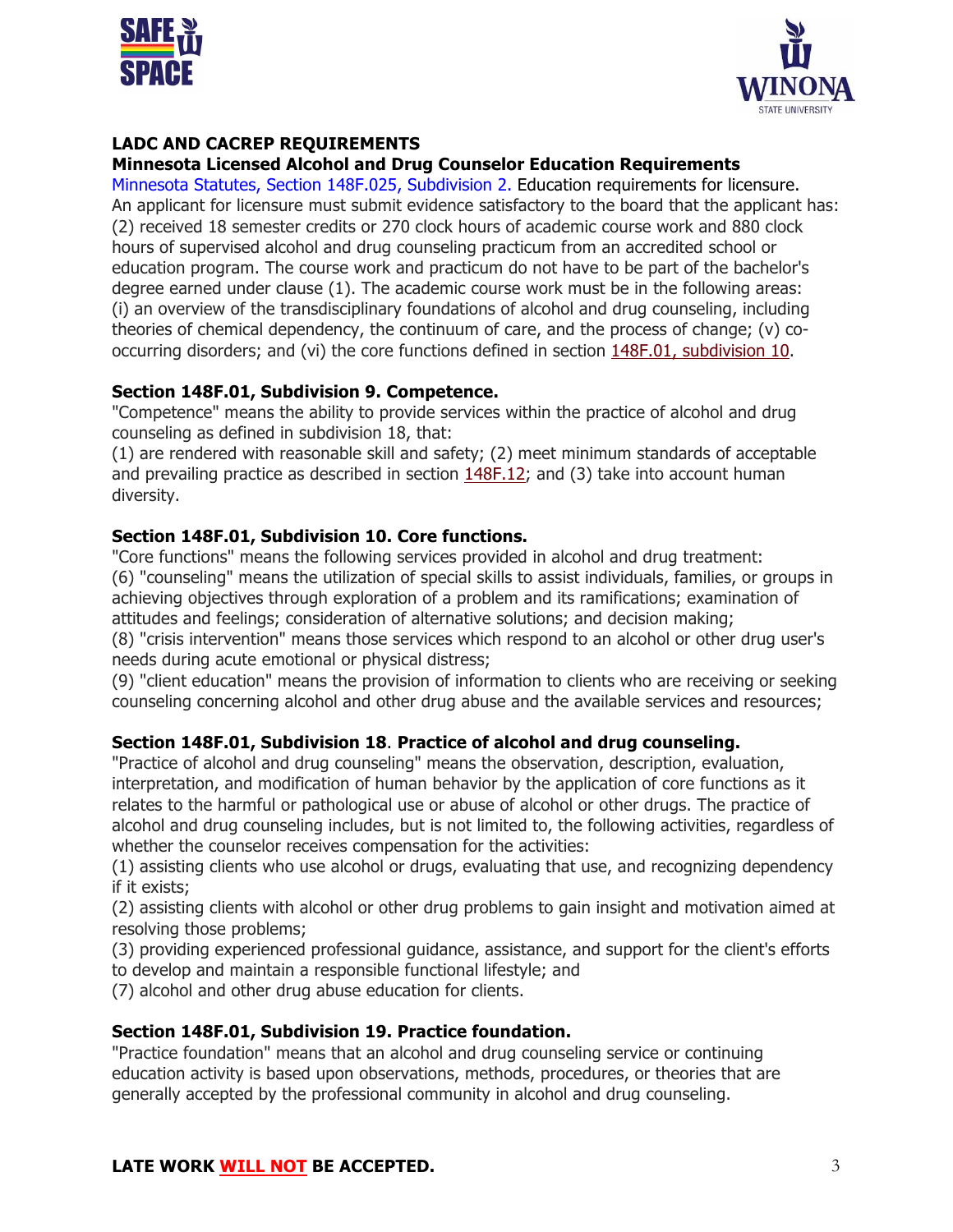## LADC AND CACREP REQUIREMENTS

### Minnesota Licensed Alcohol and Drug Counselor Education Requirements

Minnesota Statutes, Section 148F.025, Subdivision 2. Education requirements for licensure. An applicant for licensure must submit evidence satisfactory to the board that the applicant has: (2) received 18 semester credits or 270 clock hours of academic course work and 880 clock hours of supervised alcohol and drug counseling practicum from an accredited school or education program. The course work and practicum do not have to be part of the bachelor's degree earned under clause (1). The academic course work must be in the following areas: (i) an overview of the transdisciplinary foundations of alcohol and drug counseling, including theories of chemical dependency, the continuum of care, and the process of change; (v) co-occurring disorders; and (vi) the core functions defined in section 148F.01, subdivision 10.

**Section 148F.01, Subdivision 9. Competence.**
"Competence" means the ability to provide services within the practice of alcohol and drug counseling as defined in subdivision 18, that:
(1) are rendered with reasonable skill and safety; (2) meet minimum standards of acceptable and prevailing practice as described in section 148F.12; and (3) take into account human diversity.

**Section 148F.01, Subdivision 10. Core functions.**
"Core functions" means the following services provided in alcohol and drug treatment:
(6) "counseling" means the utilization of special skills to assist individuals, families, or groups in achieving objectives through exploration of a problem and its ramifications; examination of attitudes and feelings; consideration of alternative solutions; and decision making;
(8) "crisis intervention" means those services which respond to an alcohol or other drug user's needs during acute emotional or physical distress;
(9) "client education" means the provision of information to clients who are receiving or seeking counseling concerning alcohol and other drug abuse and the available services and resources;

**Section 148F.01, Subdivision 18. Practice of alcohol and drug counseling.**
"Practice of alcohol and drug counseling" means the observation, description, evaluation, interpretation, and modification of human behavior by the application of core functions as it relates to the harmful or pathological use or abuse of alcohol or other drugs. The practice of alcohol and drug counseling includes, but is not limited to, the following activities, regardless of whether the counselor receives compensation for the activities:
(1) assisting clients who use alcohol or drugs, evaluating that use, and recognizing dependency if it exists;
(2) assisting clients with alcohol or other drug problems to gain insight and motivation aimed at resolving those problems;
(3) providing experienced professional guidance, assistance, and support for the client's efforts to develop and maintain a responsible functional lifestyle; and
(7) alcohol and other drug abuse education for clients.

**Section 148F.01, Subdivision 19. Practice foundation.**
"Practice foundation" means that an alcohol and drug counseling service or continuing education activity is based upon observations, methods, procedures, or theories that are generally accepted by the professional community in alcohol and drug counseling.

**LATE WORK WILL NOT BE ACCEPTED.**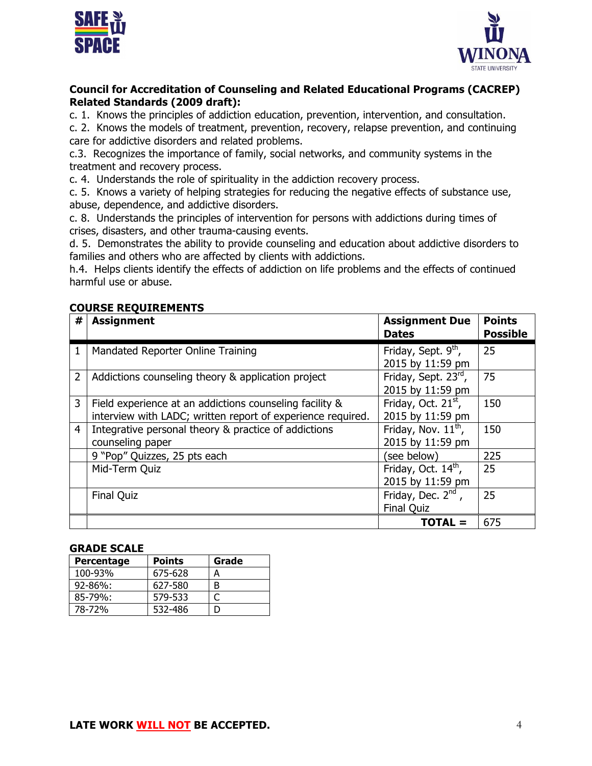**Council for Accreditation of Counseling and Related Educational Programs (CACREP) Related Standards (2009 draft):**

c. 1. Knows the principles of addiction education, prevention, intervention, and consultation.

c. 2. Knows the models of treatment, prevention, recovery, relapse prevention, and continuing care for addictive disorders and related problems.

c.3. Recognizes the importance of family, social networks, and community systems in the treatment and recovery process.

c. 4. Understands the role of spirituality in the addiction recovery process.

c. 5. Knows a variety of helping strategies for reducing the negative effects of substance use, abuse, dependence, and addictive disorders.

c. 8. Understands the principles of intervention for persons with addictions during times of crises, disasters, and other trauma-causing events.

d. 5. Demonstrates the ability to provide counseling and education about addictive disorders to families and others who are affected by clients with addictions.

h.4. Helps clients identify the effects of addiction on life problems and the effects of continued harmful use or abuse.

**COURSE REQUIREMENTS**

| # | Assignment | Assignment Due Dates | Points Possible |
|---|---|---|---|
| 1 | Mandated Reporter Online Training | Friday, Sept. 9th, 2015 by 11:59 pm | 25 |
| 2 | Addictions counseling theory & application project | Friday, Sept. 23rd, 2015 by 11:59 pm | 75 |
| 3 | Field experience at an addictions counseling facility & interview with LADC; written report of experience required. | Friday, Oct. 21st, 2015 by 11:59 pm | 150 |
| 4 | Integrative personal theory & practice of addictions counseling paper | Friday, Nov. 11th, 2015 by 11:59 pm | 150 |
| | 9 "Pop" Quizzes, 25 pts each | (see below) | 225 |
| | Mid-Term Quiz | Friday, Oct. 14th, 2015 by 11:59 pm | 25 |
| | Final Quiz | Friday, Dec. 2nd, Final Quiz | 25 |
| | | **TOTAL =** | 675 |

**GRADE SCALE**

| Percentage | Points | Grade |
|---|---|---|
| 100-93% | 675-628 | A |
| 92-86%: | 627-580 | B |
| 85-79%: | 579-533 | C |
| 78-72% | 532-486 | D |

**LATE WORK WILL NOT BE ACCEPTED.**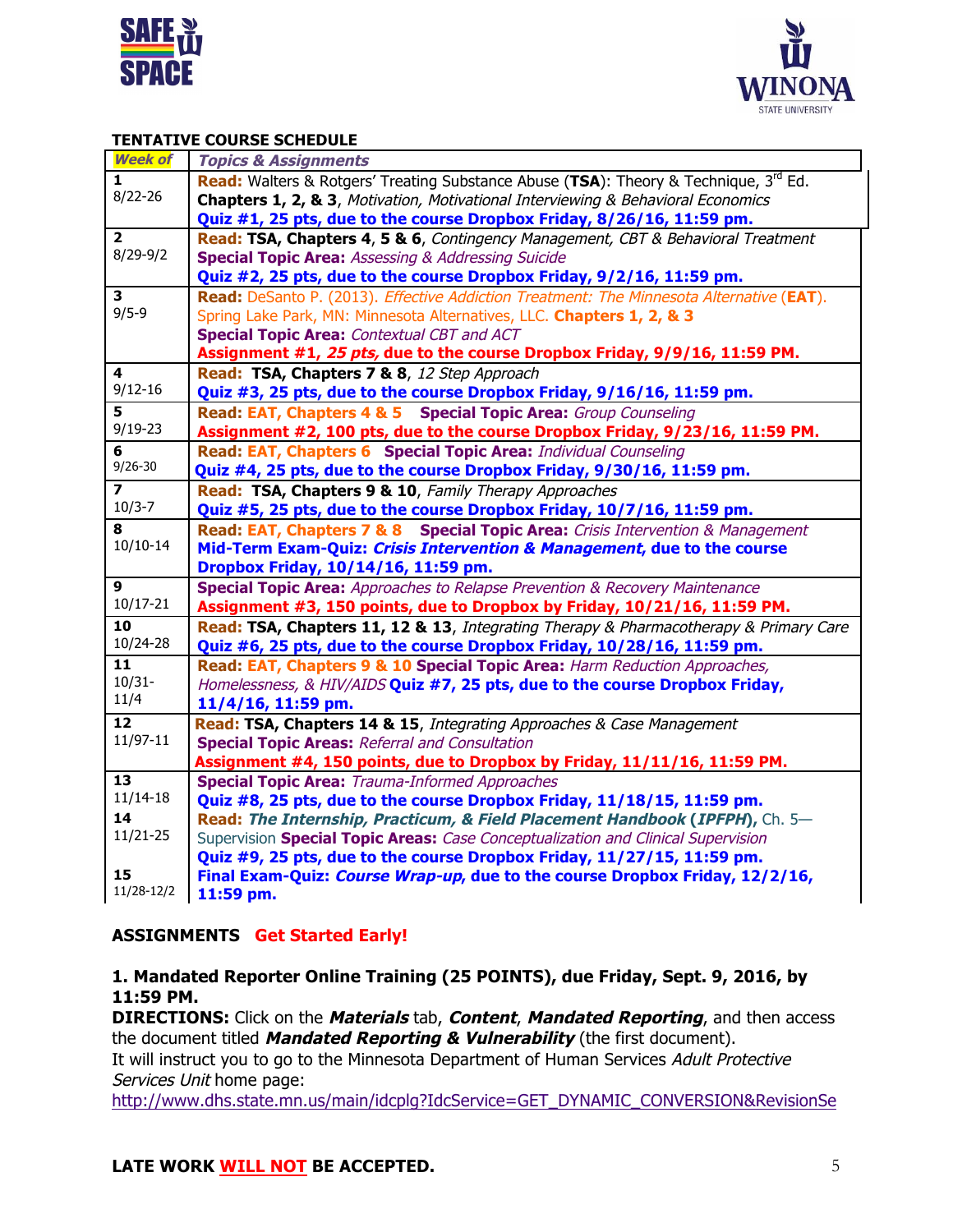**TENTATIVE COURSE SCHEDULE**

| Week of | Topics & Assignments |
|---|---|
| **1** 8/22-26 | **Read:** Walters & Rotgers' Treating Substance Abuse (**TSA**): Theory & Technique, 3rd Ed. **Chapters 1, 2, & 3**, *Motivation, Motivational Interviewing & Behavioral Economics* **Quiz #1, 25 pts, due to the course Dropbox Friday, 8/26/16, 11:59 pm.** |
| **2** 8/29-9/2 | **Read: TSA, Chapters 4, 5 & 6**, *Contingency Management, CBT & Behavioral Treatment* **Special Topic Area:** *Assessing & Addressing Suicide* **Quiz #2, 25 pts, due to the course Dropbox Friday, 9/2/16, 11:59 pm.** |
| **3** 9/5-9 | **Read:** DeSanto P. (2013). *Effective Addiction Treatment: The Minnesota Alternative* (**EAT**). Spring Lake Park, MN: Minnesota Alternatives, LLC. **Chapters 1, 2, & 3** **Special Topic Area:** *Contextual CBT and ACT* **Assignment #1, *25 pts*, due to the course Dropbox Friday, 9/9/16, 11:59 PM.** |
| **4** 9/12-16 | **Read: TSA, Chapters 7 & 8**, *12 Step Approach* **Quiz #3, 25 pts, due to the course Dropbox Friday, 9/16/16, 11:59 pm.** |
| **5** 9/19-23 | **Read: EAT, Chapters 4 & 5** **Special Topic Area:** *Group Counseling* **Assignment #2, 100 pts, due to the course Dropbox Friday, 9/23/16, 11:59 PM.** |
| **6** 9/26-30 | **Read: EAT, Chapters 6** **Special Topic Area:** *Individual Counseling* **Quiz #4, 25 pts, due to the course Dropbox Friday, 9/30/16, 11:59 pm.** |
| **7** 10/3-7 | **Read: TSA, Chapters 9 & 10**, *Family Therapy Approaches* **Quiz #5, 25 pts, due to the course Dropbox Friday, 10/7/16, 11:59 pm.** |
| **8** 10/10-14 | **Read: EAT, Chapters 7 & 8** **Special Topic Area:** *Crisis Intervention & Management* **Mid-Term Exam-Quiz: *Crisis Intervention & Management*, due to the course Dropbox Friday, 10/14/16, 11:59 pm.** |
| **9** 10/17-21 | **Special Topic Area:** *Approaches to Relapse Prevention & Recovery Maintenance* **Assignment #3, 150 points, due to Dropbox by Friday, 10/21/16, 11:59 PM.** |
| **10** 10/24-28 | **Read: TSA, Chapters 11, 12 & 13**, *Integrating Therapy & Pharmacotherapy & Primary Care* **Quiz #6, 25 pts, due to the course Dropbox Friday, 10/28/16, 11:59 pm.** |
| **11** 10/31-11/4 | **Read: EAT, Chapters 9 & 10 Special Topic Area:** *Harm Reduction Approaches, Homelessness, & HIV/AIDS* **Quiz #7, 25 pts, due to the course Dropbox Friday, 11/4/16, 11:59 pm.** |
| **12** 11/97-11 | **Read: TSA, Chapters 14 & 15**, *Integrating Approaches & Case Management* **Special Topic Areas:** *Referral and Consultation* **Assignment #4, 150 points, due to Dropbox by Friday, 11/11/16, 11:59 PM.** |
| **13** 11/14-18 | **Special Topic Area:** *Trauma-Informed Approaches* **Quiz #8, 25 pts, due to the course Dropbox Friday, 11/18/15, 11:59 pm.** |
| **14** 11/21-25 | **Read: *The Internship, Practicum, & Field Placement Handbook* (*IPFPH*),** Ch. 5—Supervision **Special Topic Areas:** *Case Conceptualization and Clinical Supervision* **Quiz #9, 25 pts, due to the course Dropbox Friday, 11/27/15, 11:59 pm.** |
| **15** 11/28-12/2 | **Final Exam-Quiz: *Course Wrap-up*, due to the course Dropbox Friday, 12/2/16, 11:59 pm.** |

**ASSIGNMENTS** **Get Started Early!**

**1. Mandated Reporter Online Training (25 POINTS), due Friday, Sept. 9, 2016, by 11:59 PM.**

**DIRECTIONS:** Click on the ***Materials*** tab, ***Content***, ***Mandated Reporting***, and then access the document titled ***Mandated Reporting & Vulnerability*** (the first document).
It will instruct you to go to the Minnesota Department of Human Services *Adult Protective Services Unit* home page:
http://www.dhs.state.mn.us/main/idcplg?IdcService=GET_DYNAMIC_CONVERSION&RevisionSe

**LATE WORK WILL NOT BE ACCEPTED.**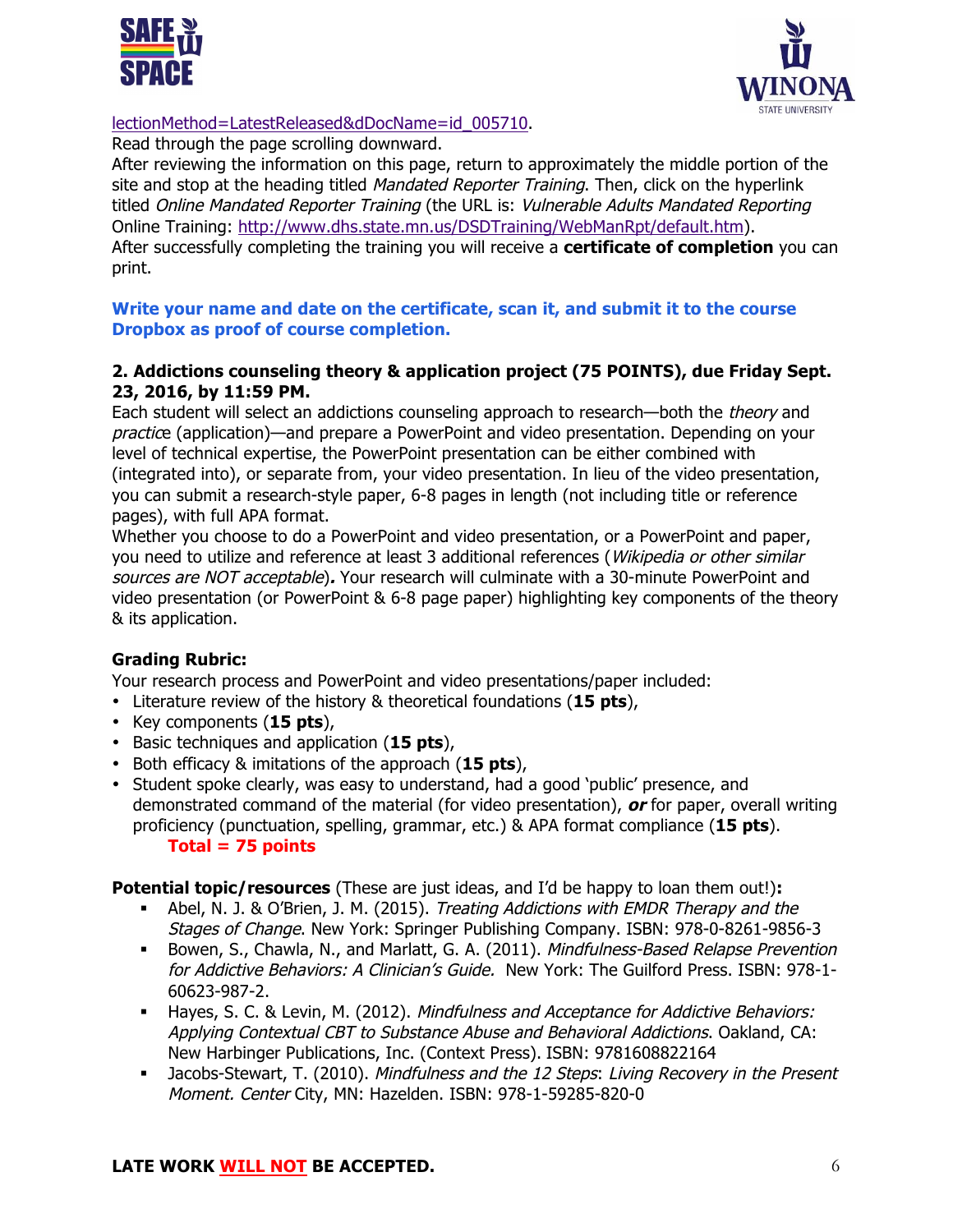lectionMethod=LatestReleased&dDocName=id_005710.
Read through the page scrolling downward.
After reviewing the information on this page, return to approximately the middle portion of the site and stop at the heading titled *Mandated Reporter Training*. Then, click on the hyperlink titled *Online Mandated Reporter Training* (the URL is: *Vulnerable Adults Mandated Reporting* Online Training: http://www.dhs.state.mn.us/DSDTraining/WebManRpt/default.htm).
After successfully completing the training you will receive a **certificate of completion** you can print.

**Write your name and date on the certificate, scan it, and submit it to the course Dropbox as proof of course completion.**

**2. Addictions counseling theory & application project (75 POINTS), due Friday Sept. 23, 2016, by 11:59 PM.**
Each student will select an addictions counseling approach to research—both the *theory* and *practice* (application)—and prepare a PowerPoint and video presentation. Depending on your level of technical expertise, the PowerPoint presentation can be either combined with (integrated into), or separate from, your video presentation. In lieu of the video presentation, you can submit a research-style paper, 6-8 pages in length (not including title or reference pages), with full APA format.
Whether you choose to do a PowerPoint and video presentation, or a PowerPoint and paper, you need to utilize and reference at least 3 additional references (*Wikipedia or other similar sources are NOT acceptable*)**.** Your research will culminate with a 30-minute PowerPoint and video presentation (or PowerPoint & 6-8 page paper) highlighting key components of the theory & its application.

**Grading Rubric:**
Your research process and PowerPoint and video presentations/paper included:

- Literature review of the history & theoretical foundations (**15 pts**),
- Key components (**15 pts**),
- Basic techniques and application (**15 pts**),
- Both efficacy & imitations of the approach (**15 pts**),
- Student spoke clearly, was easy to understand, had a good 'public' presence, and demonstrated command of the material (for video presentation), ***or*** for paper, overall writing proficiency (punctuation, spelling, grammar, etc.) & APA format compliance (**15 pts**).

  **Total = 75 points**

**Potential topic/resources** (These are just ideas, and I'd be happy to loan them out!)**:**

- Abel, N. J. & O'Brien, J. M. (2015). *Treating Addictions with EMDR Therapy and the Stages of Change*. New York: Springer Publishing Company. ISBN: 978-0-8261-9856-3
- Bowen, S., Chawla, N., and Marlatt, G. A. (2011). *Mindfulness-Based Relapse Prevention for Addictive Behaviors: A Clinician's Guide.* New York: The Guilford Press. ISBN: 978-1-60623-987-2.
- Hayes, S. C. & Levin, M. (2012). *Mindfulness and Acceptance for Addictive Behaviors: Applying Contextual CBT to Substance Abuse and Behavioral Addictions*. Oakland, CA: New Harbinger Publications, Inc. (Context Press). ISBN: 9781608822164
- Jacobs-Stewart, T. (2010). *Mindfulness and the 12 Steps*: *Living Recovery in the Present Moment. Center* City, MN: Hazelden. ISBN: 978-1-59285-820-0

**LATE WORK <u>WILL NOT</u> BE ACCEPTED.**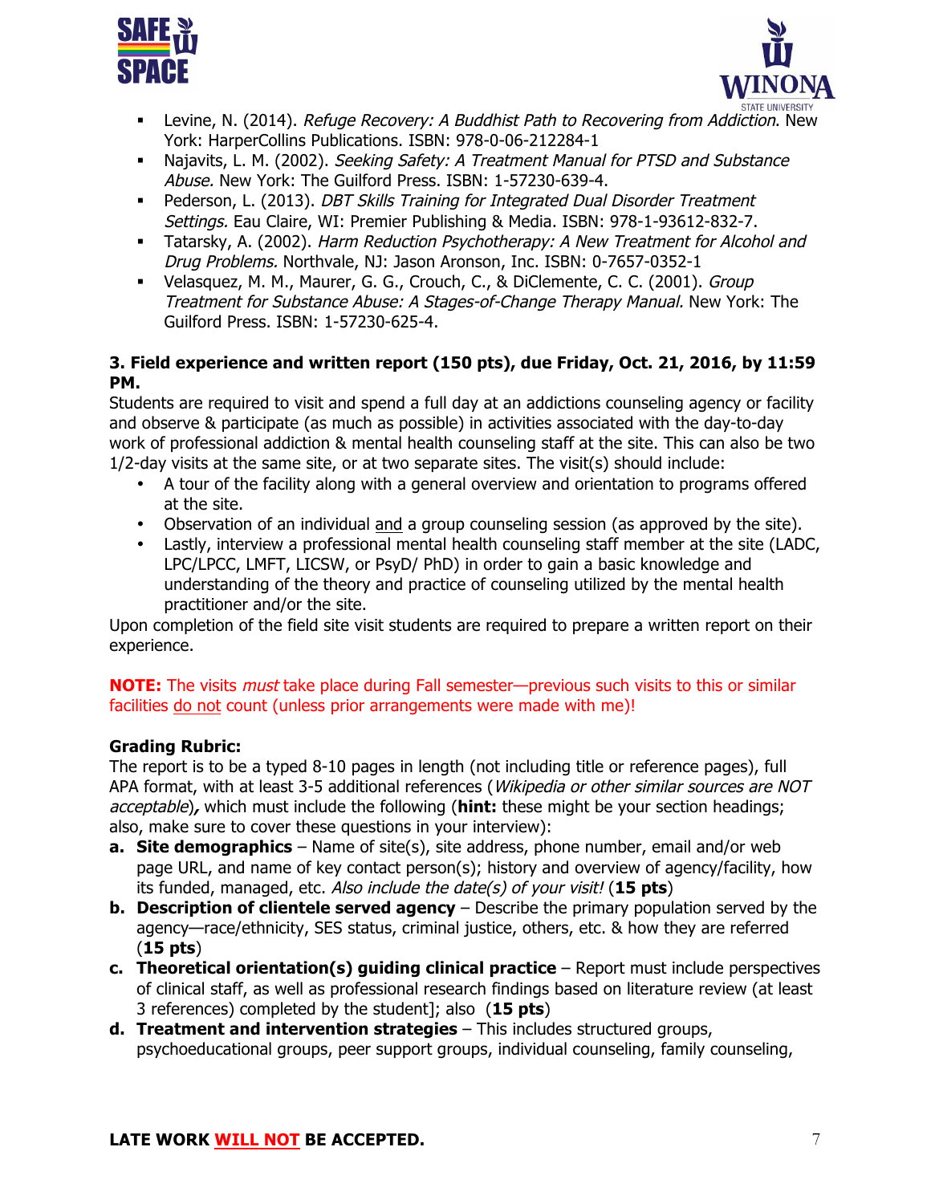- Levine, N. (2014). *Refuge Recovery: A Buddhist Path to Recovering from Addiction*. New York: HarperCollins Publications. ISBN: 978-0-06-212284-1
- Najavits, L. M. (2002). *Seeking Safety: A Treatment Manual for PTSD and Substance Abuse.* New York: The Guilford Press. ISBN: 1-57230-639-4.
- Pederson, L. (2013). *DBT Skills Training for Integrated Dual Disorder Treatment Settings.* Eau Claire, WI: Premier Publishing & Media. ISBN: 978-1-93612-832-7.
- Tatarsky, A. (2002). *Harm Reduction Psychotherapy: A New Treatment for Alcohol and Drug Problems.* Northvale, NJ: Jason Aronson, Inc. ISBN: 0-7657-0352-1
- Velasquez, M. M., Maurer, G. G., Crouch, C., & DiClemente, C. C. (2001). *Group Treatment for Substance Abuse: A Stages-of-Change Therapy Manual.* New York: The Guilford Press. ISBN: 1-57230-625-4.

**3. Field experience and written report (150 pts), due Friday, Oct. 21, 2016, by 11:59 PM.**

Students are required to visit and spend a full day at an addictions counseling agency or facility and observe & participate (as much as possible) in activities associated with the day-to-day work of professional addiction & mental health counseling staff at the site. This can also be two 1/2-day visits at the same site, or at two separate sites. The visit(s) should include:

- A tour of the facility along with a general overview and orientation to programs offered at the site.
- Observation of an individual <u>and</u> a group counseling session (as approved by the site).
- Lastly, interview a professional mental health counseling staff member at the site (LADC, LPC/LPCC, LMFT, LICSW, or PsyD/ PhD) in order to gain a basic knowledge and understanding of the theory and practice of counseling utilized by the mental health practitioner and/or the site.

Upon completion of the field site visit students are required to prepare a written report on their experience.

**NOTE:** The visits *must* take place during Fall semester—previous such visits to this or similar facilities <u>do not</u> count (unless prior arrangements were made with me)!

**Grading Rubric:**

The report is to be a typed 8-10 pages in length (not including title or reference pages), full APA format, with at least 3-5 additional references (*Wikipedia or other similar sources are NOT acceptable*)***,*** which must include the following (**hint:** these might be your section headings; also, make sure to cover these questions in your interview):

a. **Site demographics** – Name of site(s), site address, phone number, email and/or web page URL, and name of key contact person(s); history and overview of agency/facility, how its funded, managed, etc. *Also include the date(s) of your visit!* (**15 pts**)
b. **Description of clientele served agency** – Describe the primary population served by the agency—race/ethnicity, SES status, criminal justice, others, etc. & how they are referred (**15 pts**)
c. **Theoretical orientation(s) guiding clinical practice** – Report must include perspectives of clinical staff, as well as professional research findings based on literature review (at least 3 references) completed by the student]; also (**15 pts**)
d. **Treatment and intervention strategies** – This includes structured groups, psychoeducational groups, peer support groups, individual counseling, family counseling,

**LATE WORK <u>WILL NOT</u> BE ACCEPTED.**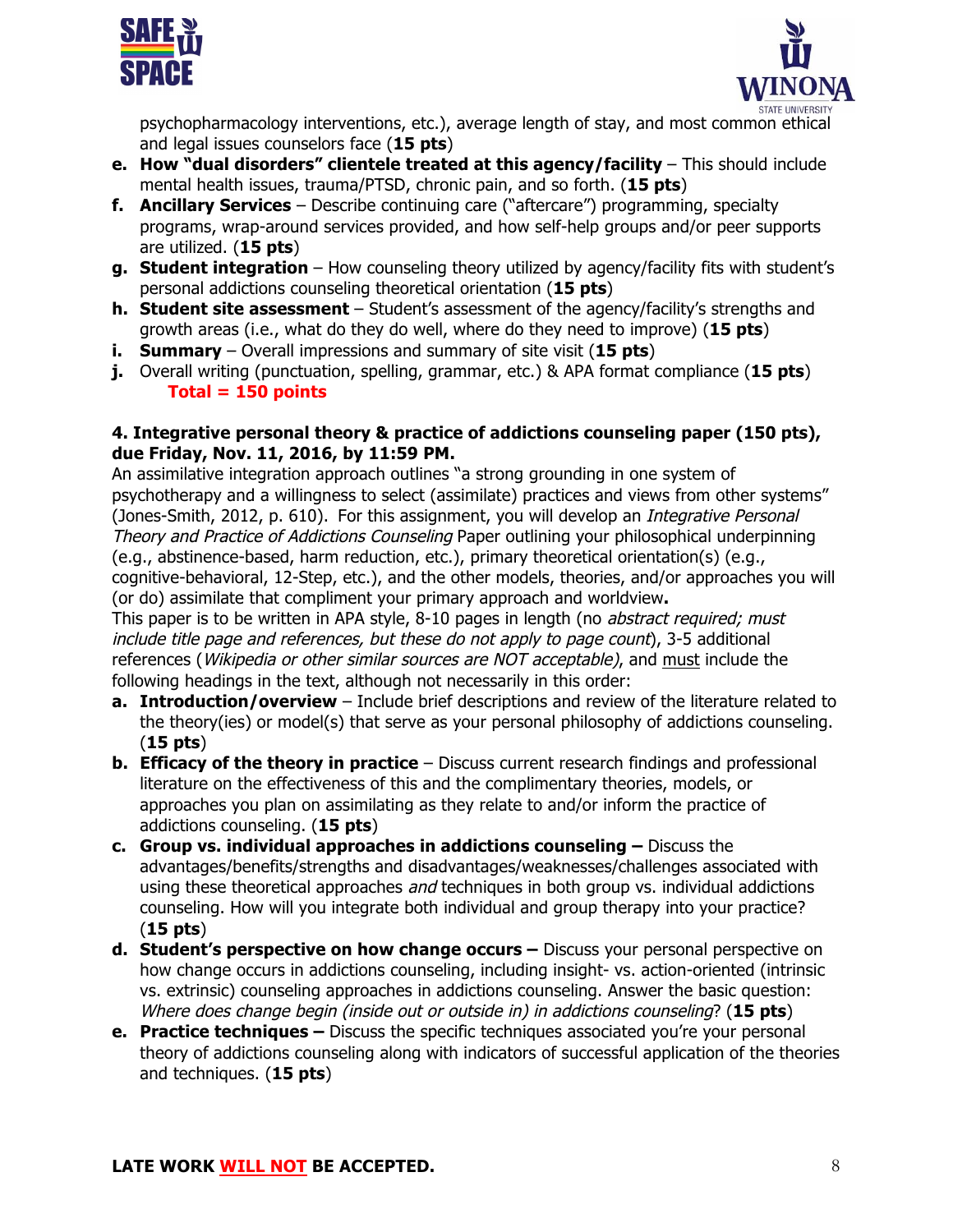psychopharmacology interventions, etc.), average length of stay, and most common ethical and legal issues counselors face (**15 pts**)

- **e. How "dual disorders" clientele treated at this agency/facility** – This should include mental health issues, trauma/PTSD, chronic pain, and so forth. (**15 pts**)
- **f. Ancillary Services** – Describe continuing care ("aftercare") programming, specialty programs, wrap-around services provided, and how self-help groups and/or peer supports are utilized. (**15 pts**)
- **g. Student integration** – How counseling theory utilized by agency/facility fits with student's personal addictions counseling theoretical orientation (**15 pts**)
- **h. Student site assessment** – Student's assessment of the agency/facility's strengths and growth areas (i.e., what do they do well, where do they need to improve) (**15 pts**)
- **i. Summary** – Overall impressions and summary of site visit (**15 pts**)
- **j.** Overall writing (punctuation, spelling, grammar, etc.) & APA format compliance (**15 pts**)

**Total = 150 points**

**4. Integrative personal theory & practice of addictions counseling paper (150 pts), due Friday, Nov. 11, 2016, by 11:59 PM.**

An assimilative integration approach outlines "a strong grounding in one system of psychotherapy and a willingness to select (assimilate) practices and views from other systems" (Jones-Smith, 2012, p. 610). For this assignment, you will develop an *Integrative Personal Theory and Practice of Addictions Counseling* Paper outlining your philosophical underpinning (e.g., abstinence-based, harm reduction, etc.), primary theoretical orientation(s) (e.g., cognitive-behavioral, 12-Step, etc.), and the other models, theories, and/or approaches you will (or do) assimilate that compliment your primary approach and worldview**.**

This paper is to be written in APA style, 8-10 pages in length (no *abstract required; must include title page and references, but these do not apply to page count*), 3-5 additional references (*Wikipedia or other similar sources are NOT acceptable)*, and must include the following headings in the text, although not necessarily in this order:

- **a. Introduction/overview** – Include brief descriptions and review of the literature related to the theory(ies) or model(s) that serve as your personal philosophy of addictions counseling. (**15 pts**)
- **b. Efficacy of the theory in practice** – Discuss current research findings and professional literature on the effectiveness of this and the complimentary theories, models, or approaches you plan on assimilating as they relate to and/or inform the practice of addictions counseling. (**15 pts**)
- **c. Group vs. individual approaches in addictions counseling –** Discuss the advantages/benefits/strengths and disadvantages/weaknesses/challenges associated with using these theoretical approaches *and* techniques in both group vs. individual addictions counseling. How will you integrate both individual and group therapy into your practice? (**15 pts**)
- **d. Student's perspective on how change occurs –** Discuss your personal perspective on how change occurs in addictions counseling, including insight- vs. action-oriented (intrinsic vs. extrinsic) counseling approaches in addictions counseling. Answer the basic question: *Where does change begin (inside out or outside in) in addictions counseling*? (**15 pts**)
- **e. Practice techniques –** Discuss the specific techniques associated you're your personal theory of addictions counseling along with indicators of successful application of the theories and techniques. (**15 pts**)

**LATE WORK WILL NOT BE ACCEPTED.**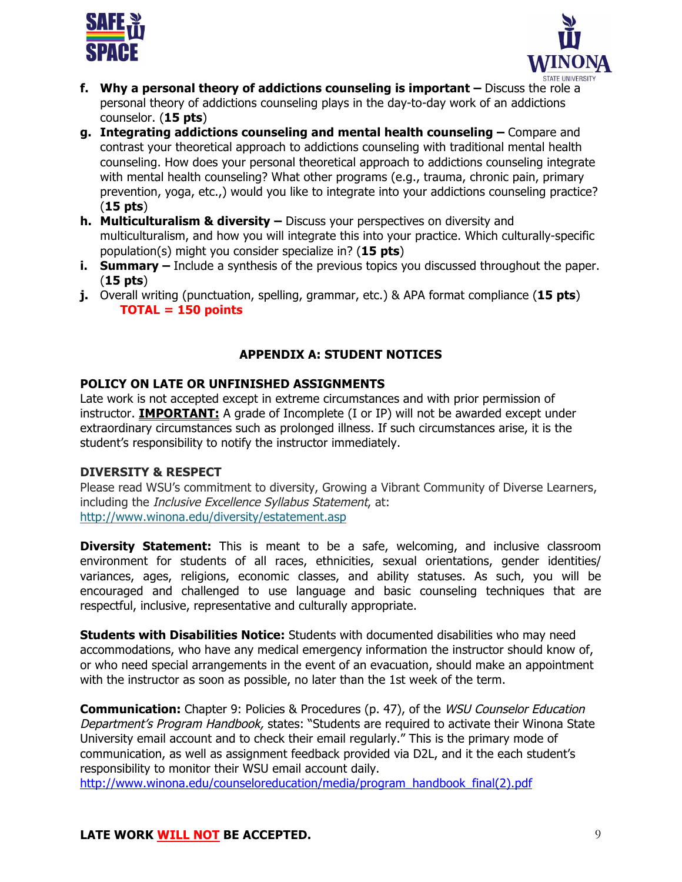f. **Why a personal theory of addictions counseling is important –** Discuss the role a personal theory of addictions counseling plays in the day-to-day work of an addictions counselor. (**15 pts**)

g. **Integrating addictions counseling and mental health counseling –** Compare and contrast your theoretical approach to addictions counseling with traditional mental health counseling. How does your personal theoretical approach to addictions counseling integrate with mental health counseling? What other programs (e.g., trauma, chronic pain, primary prevention, yoga, etc.,) would you like to integrate into your addictions counseling practice? (**15 pts**)

h. **Multiculturalism & diversity –** Discuss your perspectives on diversity and multiculturalism, and how you will integrate this into your practice. Which culturally-specific population(s) might you consider specialize in? (**15 pts**)

i. **Summary –** Include a synthesis of the previous topics you discussed throughout the paper. (**15 pts**)

j. Overall writing (punctuation, spelling, grammar, etc.) & APA format compliance (**15 pts**)

**TOTAL = 150 points**

## APPENDIX A: STUDENT NOTICES

### POLICY ON LATE OR UNFINISHED ASSIGNMENTS

Late work is not accepted except in extreme circumstances and with prior permission of instructor. **IMPORTANT:** A grade of Incomplete (I or IP) will not be awarded except under extraordinary circumstances such as prolonged illness. If such circumstances arise, it is the student's responsibility to notify the instructor immediately.

### DIVERSITY & RESPECT

Please read WSU's commitment to diversity, Growing a Vibrant Community of Diverse Learners, including the *Inclusive Excellence Syllabus Statement*, at: http://www.winona.edu/diversity/estatement.asp

**Diversity Statement:** This is meant to be a safe, welcoming, and inclusive classroom environment for students of all races, ethnicities, sexual orientations, gender identities/ variances, ages, religions, economic classes, and ability statuses. As such, you will be encouraged and challenged to use language and basic counseling techniques that are respectful, inclusive, representative and culturally appropriate.

**Students with Disabilities Notice:** Students with documented disabilities who may need accommodations, who have any medical emergency information the instructor should know of, or who need special arrangements in the event of an evacuation, should make an appointment with the instructor as soon as possible, no later than the 1st week of the term.

**Communication:** Chapter 9: Policies & Procedures (p. 47), of the *WSU Counselor Education Department's Program Handbook,* states: "Students are required to activate their Winona State University email account and to check their email regularly." This is the primary mode of communication, as well as assignment feedback provided via D2L, and it the each student's responsibility to monitor their WSU email account daily.
http://www.winona.edu/counseloreducation/media/program_handbook_final(2).pdf

**LATE WORK WILL NOT BE ACCEPTED.**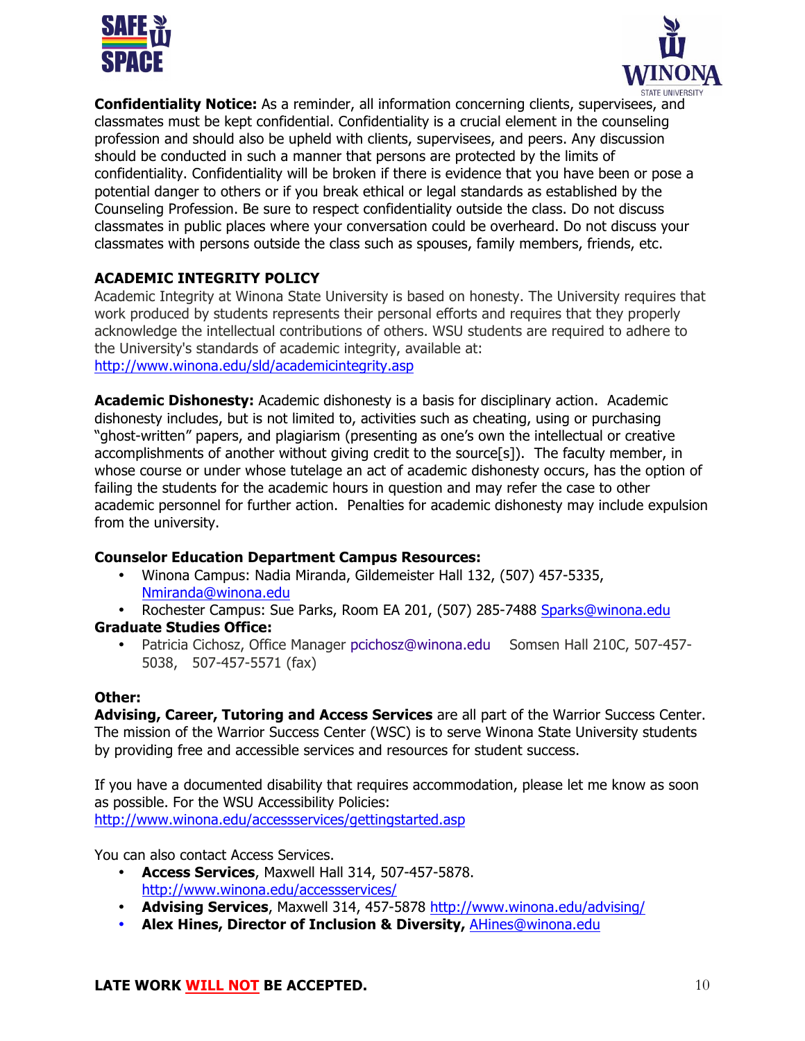**Confidentiality Notice:** As a reminder, all information concerning clients, supervisees, and classmates must be kept confidential. Confidentiality is a crucial element in the counseling profession and should also be upheld with clients, supervisees, and peers. Any discussion should be conducted in such a manner that persons are protected by the limits of confidentiality. Confidentiality will be broken if there is evidence that you have been or pose a potential danger to others or if you break ethical or legal standards as established by the Counseling Profession. Be sure to respect confidentiality outside the class. Do not discuss classmates in public places where your conversation could be overheard. Do not discuss your classmates with persons outside the class such as spouses, family members, friends, etc.

### ACADEMIC INTEGRITY POLICY

Academic Integrity at Winona State University is based on honesty. The University requires that work produced by students represents their personal efforts and requires that they properly acknowledge the intellectual contributions of others. WSU students are required to adhere to the University's standards of academic integrity, available at:
http://www.winona.edu/sld/academicintegrity.asp

**Academic Dishonesty:** Academic dishonesty is a basis for disciplinary action. Academic dishonesty includes, but is not limited to, activities such as cheating, using or purchasing "ghost-written" papers, and plagiarism (presenting as one's own the intellectual or creative accomplishments of another without giving credit to the source[s]). The faculty member, in whose course or under whose tutelage an act of academic dishonesty occurs, has the option of failing the students for the academic hours in question and may refer the case to other academic personnel for further action. Penalties for academic dishonesty may include expulsion from the university.

**Counselor Education Department Campus Resources:**

- Winona Campus: Nadia Miranda, Gildemeister Hall 132, (507) 457-5335, Nmiranda@winona.edu
- Rochester Campus: Sue Parks, Room EA 201, (507) 285-7488 Sparks@winona.edu

**Graduate Studies Office:**

- Patricia Cichosz, Office Manager pcichosz@winona.edu Somsen Hall 210C, 507-457-5038, 507-457-5571 (fax)

**Other:**

**Advising, Career, Tutoring and Access Services** are all part of the Warrior Success Center. The mission of the Warrior Success Center (WSC) is to serve Winona State University students by providing free and accessible services and resources for student success.

If you have a documented disability that requires accommodation, please let me know as soon as possible. For the WSU Accessibility Policies:
http://www.winona.edu/accessservices/gettingstarted.asp

You can also contact Access Services.

- **Access Services**, Maxwell Hall 314, 507-457-5878. http://www.winona.edu/accessservices/
- **Advising Services**, Maxwell 314, 457-5878 http://www.winona.edu/advising/
- **Alex Hines, Director of Inclusion & Diversity,** AHines@winona.edu

**LATE WORK WILL NOT BE ACCEPTED.**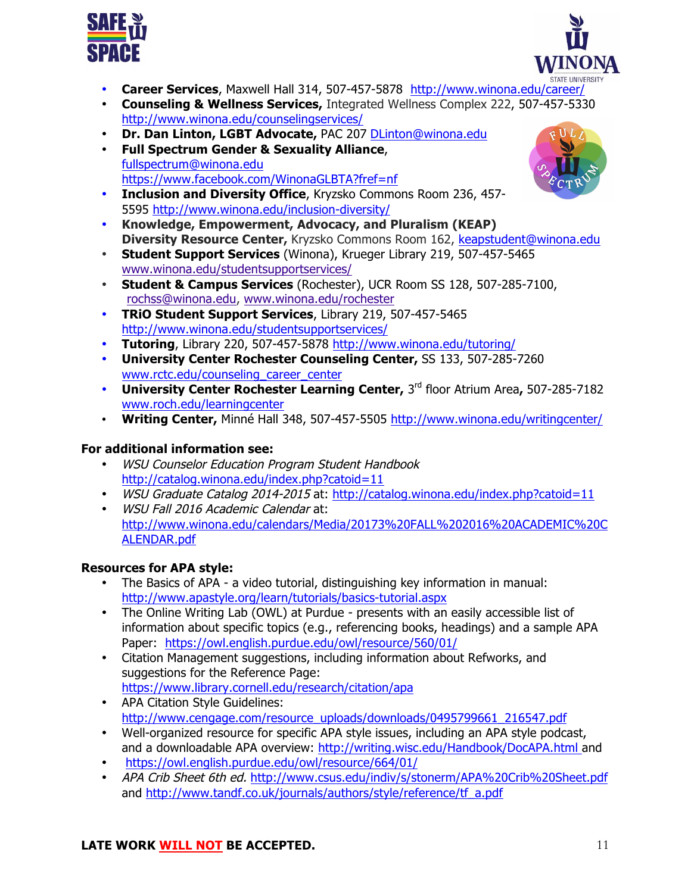- **Career Services**, Maxwell Hall 314, 507-457-5878 http://www.winona.edu/career/
- **Counseling & Wellness Services,** Integrated Wellness Complex 222, 507-457-5330 http://www.winona.edu/counselingservices/
- **Dr. Dan Linton, LGBT Advocate,** PAC 207 DLinton@winona.edu
- **Full Spectrum Gender & Sexuality Alliance**, fullspectrum@winona.edu https://www.facebook.com/WinonaGLBTA?fref=nf
- **Inclusion and Diversity Office**, Kryzsko Commons Room 236, 457-5595 http://www.winona.edu/inclusion-diversity/
- **Knowledge, Empowerment, Advocacy, and Pluralism (KEAP) Diversity Resource Center,** Kryzsko Commons Room 162, keapstudent@winona.edu
- **Student Support Services** (Winona), Krueger Library 219, 507-457-5465 www.winona.edu/studentsupportservices/
- **Student & Campus Services** (Rochester), UCR Room SS 128, 507-285-7100, rochss@winona.edu, www.winona.edu/rochester
- **TRiO Student Support Services**, Library 219, 507-457-5465 http://www.winona.edu/studentsupportservices/
- **Tutoring**, Library 220, 507-457-5878 http://www.winona.edu/tutoring/
- **University Center Rochester Counseling Center,** SS 133, 507-285-7260 www.rctc.edu/counseling_career_center
- **University Center Rochester Learning Center,** 3rd floor Atrium Area**,** 507-285-7182 www.roch.edu/learningcenter
- **Writing Center,** Minné Hall 348, 507-457-5505 http://www.winona.edu/writingcenter/

**For additional information see:**

- *WSU Counselor Education Program Student Handbook* http://catalog.winona.edu/index.php?catoid=11
- *WSU Graduate Catalog 2014-2015* at: http://catalog.winona.edu/index.php?catoid=11
- *WSU Fall 2016 Academic Calendar* at: http://www.winona.edu/calendars/Media/20173%20FALL%202016%20ACADEMIC%20CALENDAR.pdf

**Resources for APA style:**

- The Basics of APA - a video tutorial, distinguishing key information in manual: http://www.apastyle.org/learn/tutorials/basics-tutorial.aspx
- The Online Writing Lab (OWL) at Purdue - presents with an easily accessible list of information about specific topics (e.g., referencing books, headings) and a sample APA Paper: https://owl.english.purdue.edu/owl/resource/560/01/
- Citation Management suggestions, including information about Refworks, and suggestions for the Reference Page: https://www.library.cornell.edu/research/citation/apa
- APA Citation Style Guidelines: http://www.cengage.com/resource_uploads/downloads/0495799661_216547.pdf
- Well-organized resource for specific APA style issues, including an APA style podcast, and a downloadable APA overview: http://writing.wisc.edu/Handbook/DocAPA.html and
- https://owl.english.purdue.edu/owl/resource/664/01/
- *APA Crib Sheet 6th ed.* http://www.csus.edu/indiv/s/stonerm/APA%20Crib%20Sheet.pdf and http://www.tandf.co.uk/journals/authors/style/reference/tf_a.pdf

**LATE WORK WILL NOT BE ACCEPTED.**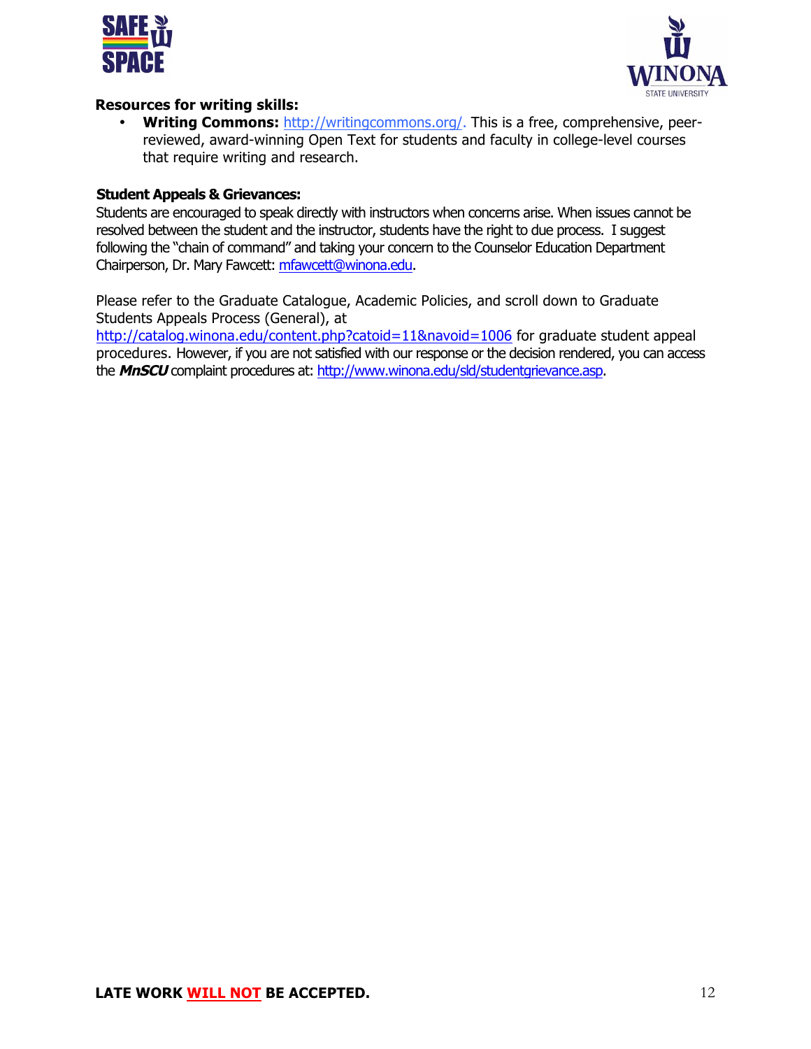**Resources for writing skills:**

- **Writing Commons:** http://writingcommons.org/. This is a free, comprehensive, peer-reviewed, award-winning Open Text for students and faculty in college-level courses that require writing and research.

**Student Appeals & Grievances:**

Students are encouraged to speak directly with instructors when concerns arise. When issues cannot be resolved between the student and the instructor, students have the right to due process. I suggest following the "chain of command" and taking your concern to the Counselor Education Department Chairperson, Dr. Mary Fawcett: mfawcett@winona.edu.

Please refer to the Graduate Catalogue, Academic Policies, and scroll down to Graduate Students Appeals Process (General), at http://catalog.winona.edu/content.php?catoid=11&navoid=1006 for graduate student appeal procedures. However, if you are not satisfied with our response or the decision rendered, you can access the ***MnSCU*** complaint procedures at: http://www.winona.edu/sld/studentgrievance.asp.

**LATE WORK WILL NOT BE ACCEPTED.**